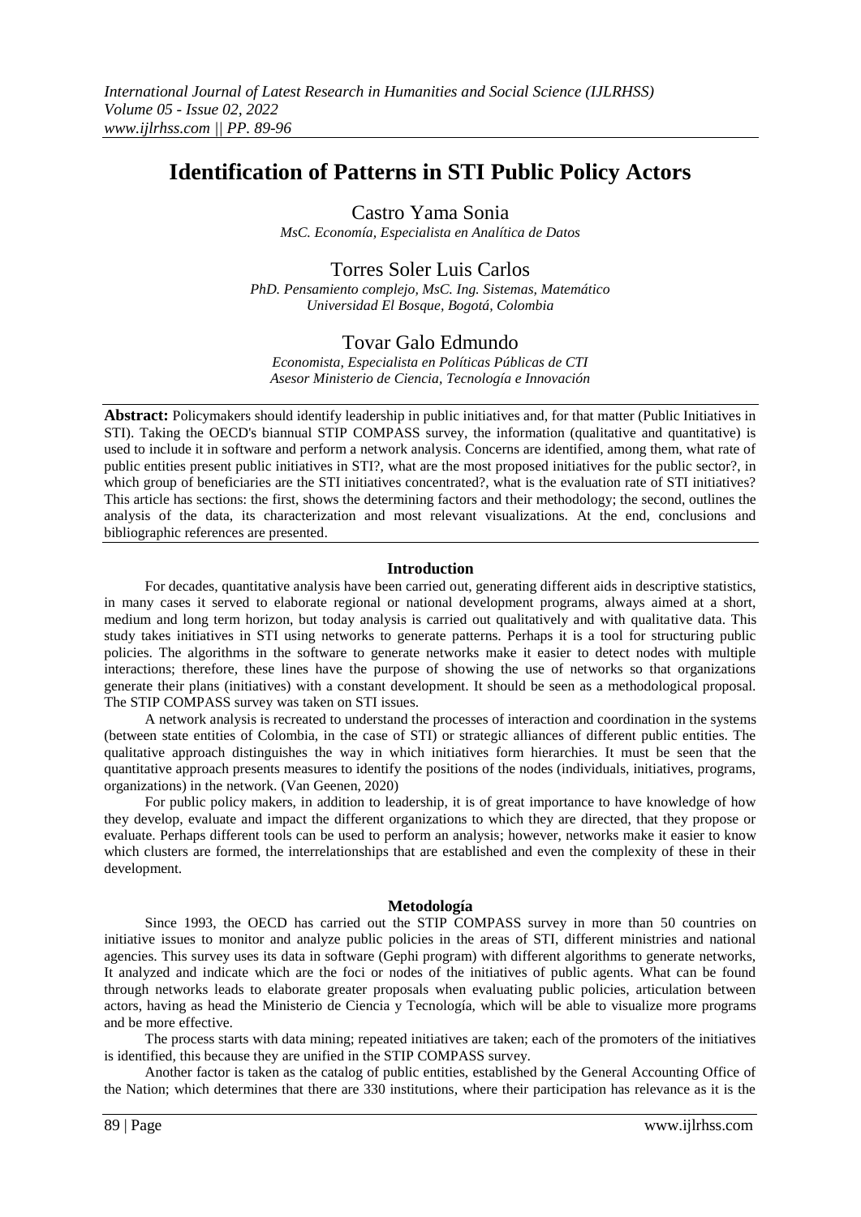# Identification of Patterns in STI Public Policy Actors

Castro Yama Sonia

*MsC. Economía, Especialista en Analítica de Datos*

Torres Soler Luis Carlos

*PhD. Pensamiento complejo, MsC. Ing. Sistemas, Matemático*
*Universidad El Bosque, Bogotá, Colombia*

Tovar Galo Edmundo

*Economista, Especialista en Políticas Públicas de CTI*
*Asesor Ministerio de Ciencia, Tecnología e Innovación*

**Abstract:** Policymakers should identify leadership in public initiatives and, for that matter (Public Initiatives in STI). Taking the OECD's biannual STIP COMPASS survey, the information (qualitative and quantitative) is used to include it in software and perform a network analysis. Concerns are identified, among them, what rate of public entities present public initiatives in STI?, what are the most proposed initiatives for the public sector?, in which group of beneficiaries are the STI initiatives concentrated?, what is the evaluation rate of STI initiatives? This article has sections: the first, shows the determining factors and their methodology; the second, outlines the analysis of the data, its characterization and most relevant visualizations. At the end, conclusions and bibliographic references are presented.

## Introduction

For decades, quantitative analysis have been carried out, generating different aids in descriptive statistics, in many cases it served to elaborate regional or national development programs, always aimed at a short, medium and long term horizon, but today analysis is carried out qualitatively and with qualitative data. This study takes initiatives in STI using networks to generate patterns. Perhaps it is a tool for structuring public policies. The algorithms in the software to generate networks make it easier to detect nodes with multiple interactions; therefore, these lines have the purpose of showing the use of networks so that organizations generate their plans (initiatives) with a constant development. It should be seen as a methodological proposal. The STIP COMPASS survey was taken on STI issues.

A network analysis is recreated to understand the processes of interaction and coordination in the systems (between state entities of Colombia, in the case of STI) or strategic alliances of different public entities. The qualitative approach distinguishes the way in which initiatives form hierarchies. It must be seen that the quantitative approach presents measures to identify the positions of the nodes (individuals, initiatives, programs, organizations) in the network. (Van Geenen, 2020)

For public policy makers, in addition to leadership, it is of great importance to have knowledge of how they develop, evaluate and impact the different organizations to which they are directed, that they propose or evaluate. Perhaps different tools can be used to perform an analysis; however, networks make it easier to know which clusters are formed, the interrelationships that are established and even the complexity of these in their development.

## Metodología

Since 1993, the OECD has carried out the STIP COMPASS survey in more than 50 countries on initiative issues to monitor and analyze public policies in the areas of STI, different ministries and national agencies. This survey uses its data in software (Gephi program) with different algorithms to generate networks, It analyzed and indicate which are the foci or nodes of the initiatives of public agents. What can be found through networks leads to elaborate greater proposals when evaluating public policies, articulation between actors, having as head the Ministerio de Ciencia y Tecnología, which will be able to visualize more programs and be more effective.

The process starts with data mining; repeated initiatives are taken; each of the promoters of the initiatives is identified, this because they are unified in the STIP COMPASS survey.

Another factor is taken as the catalog of public entities, established by the General Accounting Office of the Nation; which determines that there are 330 institutions, where their participation has relevance as it is the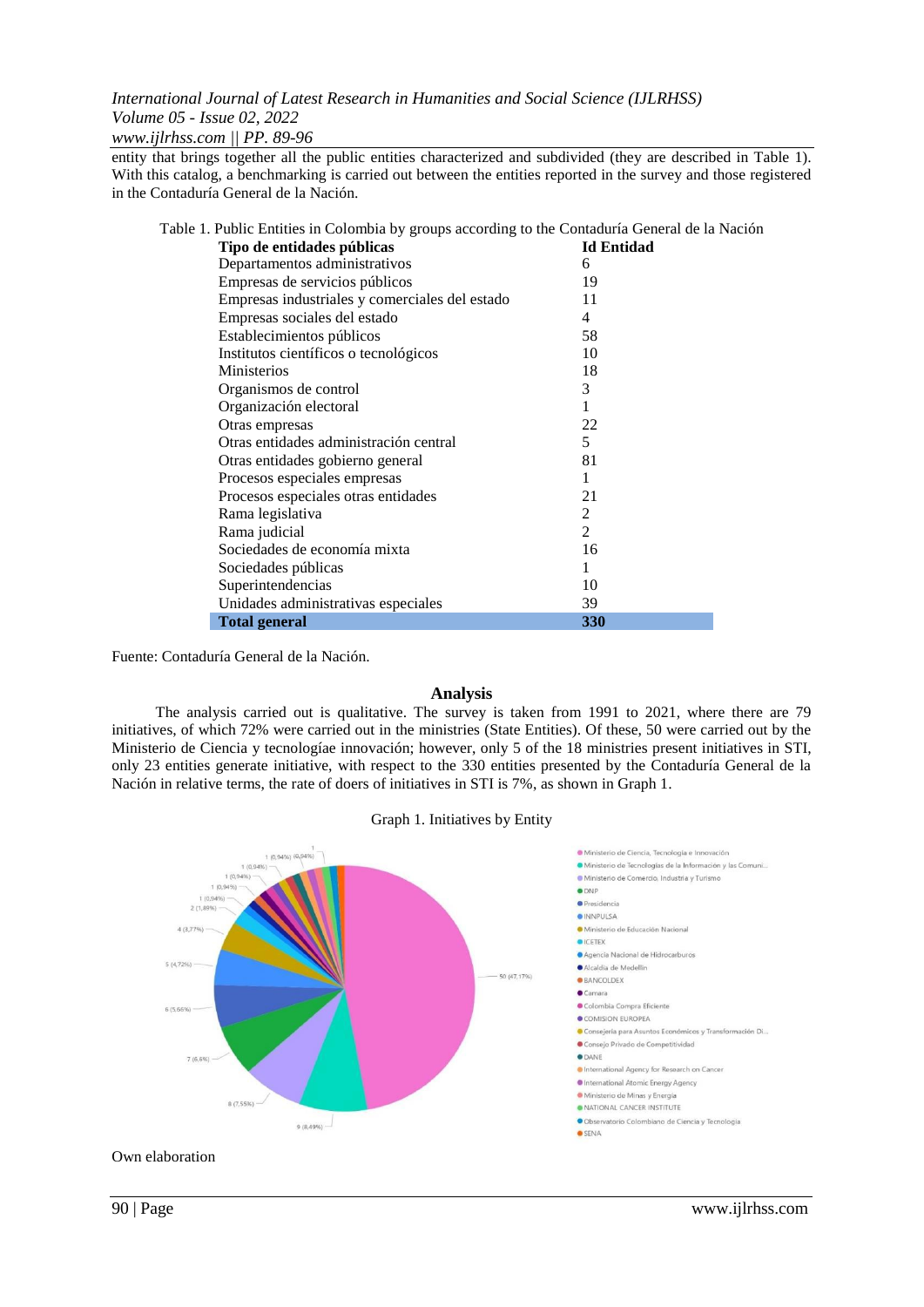entity that brings together all the public entities characterized and subdivided (they are described in Table 1). With this catalog, a benchmarking is carried out between the entities reported in the survey and those registered in the Contaduría General de la Nación.

Table 1. Public Entities in Colombia by groups according to the Contaduría General de la Nación

| Tipo de entidades públicas | Id Entidad |
|---|---|
| Departamentos administrativos | 6 |
| Empresas de servicios públicos | 19 |
| Empresas industriales y comerciales del estado | 11 |
| Empresas sociales del estado | 4 |
| Establecimientos públicos | 58 |
| Institutos científicos o tecnológicos | 10 |
| Ministerios | 18 |
| Organismos de control | 3 |
| Organización electoral | 1 |
| Otras empresas | 22 |
| Otras entidades administración central | 5 |
| Otras entidades gobierno general | 81 |
| Procesos especiales empresas | 1 |
| Procesos especiales otras entidades | 21 |
| Rama legislativa | 2 |
| Rama judicial | 2 |
| Sociedades de economía mixta | 16 |
| Sociedades públicas | 1 |
| Superintendencias | 10 |
| Unidades administrativas especiales | 39 |
| **Total general** | **330** |

Fuente: Contaduría General de la Nación.

## Analysis

The analysis carried out is qualitative. The survey is taken from 1991 to 2021, where there are 79 initiatives, of which 72% were carried out in the ministries (State Entities). Of these, 50 were carried out by the Ministerio de Ciencia y tecnologíae innovación; however, only 5 of the 18 ministries present initiatives in STI, only 23 entities generate initiative, with respect to the 330 entities presented by the Contaduría General de la Nación in relative terms, the rate of doers of initiatives in STI is 7%, as shown in Graph 1.

Graph 1. Initiatives by Entity

Own elaboration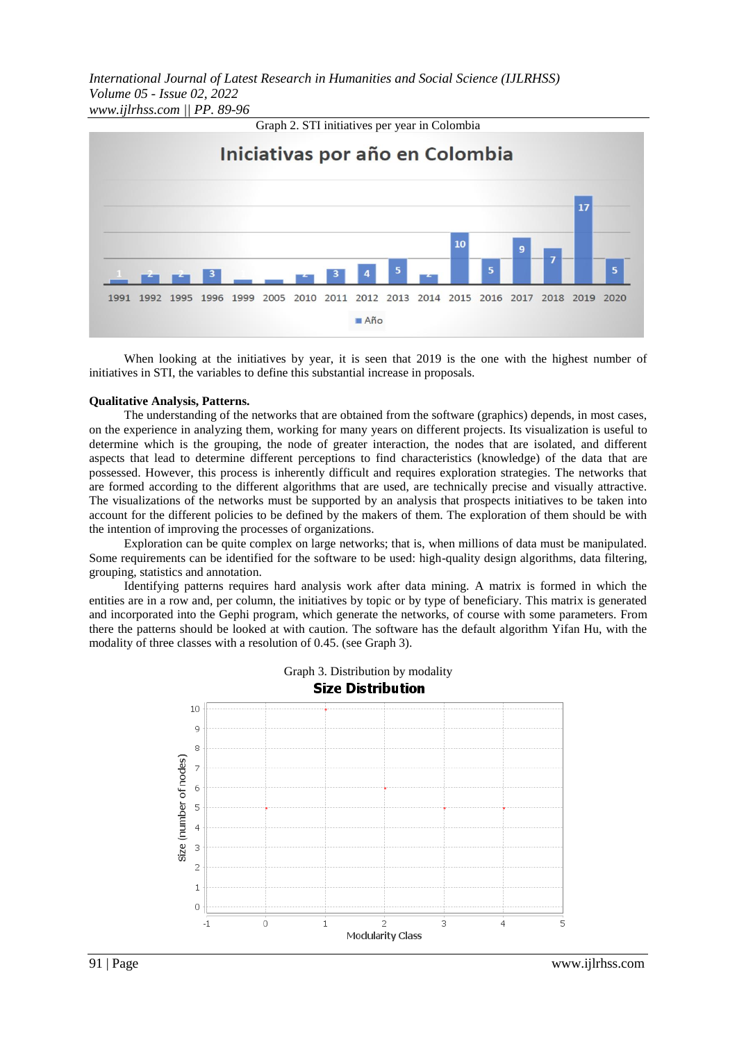Graph 2. STI initiatives per year in Colombia

When looking at the initiatives by year, it is seen that 2019 is the one with the highest number of initiatives in STI, the variables to define this substantial increase in proposals.

**Qualitative Analysis, Patterns.**

The understanding of the networks that are obtained from the software (graphics) depends, in most cases, on the experience in analyzing them, working for many years on different projects. Its visualization is useful to determine which is the grouping, the node of greater interaction, the nodes that are isolated, and different aspects that lead to determine different perceptions to find characteristics (knowledge) of the data that are possessed. However, this process is inherently difficult and requires exploration strategies. The networks that are formed according to the different algorithms that are used, are technically precise and visually attractive. The visualizations of the networks must be supported by an analysis that prospects initiatives to be taken into account for the different policies to be defined by the makers of them. The exploration of them should be with the intention of improving the processes of organizations.

Exploration can be quite complex on large networks; that is, when millions of data must be manipulated. Some requirements can be identified for the software to be used: high-quality design algorithms, data filtering, grouping, statistics and annotation.

Identifying patterns requires hard analysis work after data mining. A matrix is formed in which the entities are in a row and, per column, the initiatives by topic or by type of beneficiary. This matrix is generated and incorporated into the Gephi program, which generate the networks, of course with some parameters. From there the patterns should be looked at with caution. The software has the default algorithm Yifan Hu, with the modality of three classes with a resolution of 0.45. (see Graph 3).

Graph 3. Distribution by modality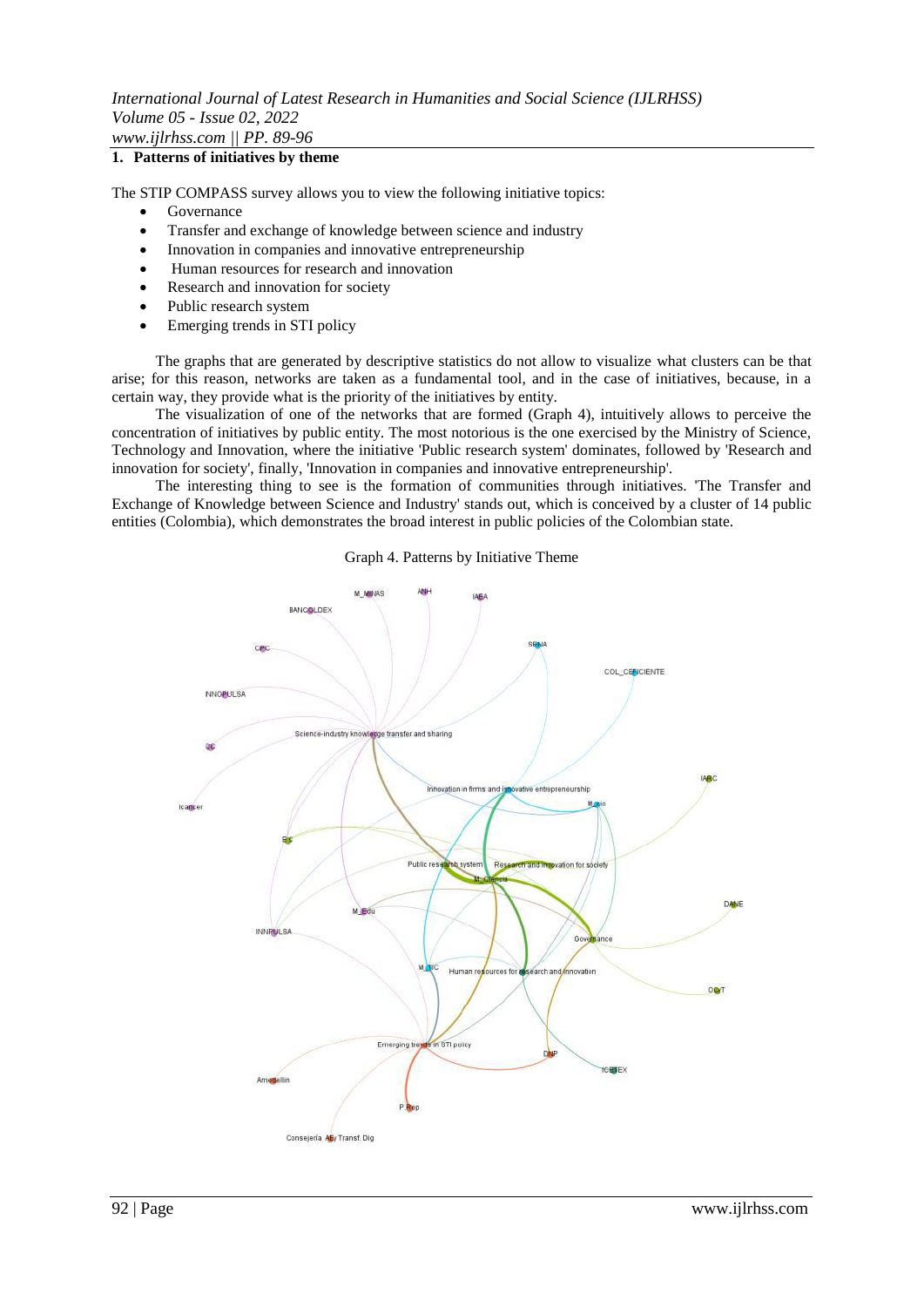## 1. Patterns of initiatives by theme

The STIP COMPASS survey allows you to view the following initiative topics:

- Governance
- Transfer and exchange of knowledge between science and industry
- Innovation in companies and innovative entrepreneurship
- Human resources for research and innovation
- Research and innovation for society
- Public research system
- Emerging trends in STI policy

The graphs that are generated by descriptive statistics do not allow to visualize what clusters can be that arise; for this reason, networks are taken as a fundamental tool, and in the case of initiatives, because, in a certain way, they provide what is the priority of the initiatives by entity.

The visualization of one of the networks that are formed (Graph 4), intuitively allows to perceive the concentration of initiatives by public entity. The most notorious is the one exercised by the Ministry of Science, Technology and Innovation, where the initiative 'Public research system' dominates, followed by 'Research and innovation for society', finally, 'Innovation in companies and innovative entrepreneurship'.

The interesting thing to see is the formation of communities through initiatives. 'The Transfer and Exchange of Knowledge between Science and Industry' stands out, which is conceived by a cluster of 14 public entities (Colombia), which demonstrates the broad interest in public policies of the Colombian state.

Graph 4. Patterns by Initiative Theme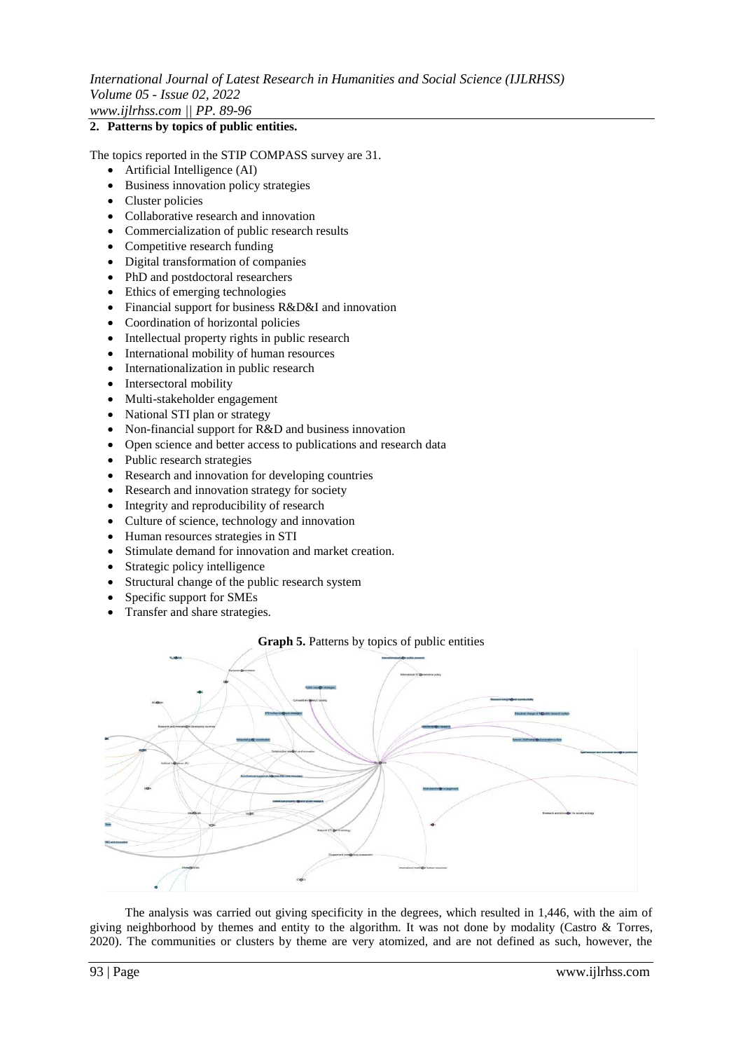## 2. Patterns by topics of public entities.

The topics reported in the STIP COMPASS survey are 31.

- Artificial Intelligence (AI)
- Business innovation policy strategies
- Cluster policies
- Collaborative research and innovation
- Commercialization of public research results
- Competitive research funding
- Digital transformation of companies
- PhD and postdoctoral researchers
- Ethics of emerging technologies
- Financial support for business R&D&I and innovation
- Coordination of horizontal policies
- Intellectual property rights in public research
- International mobility of human resources
- Internationalization in public research
- Intersectoral mobility
- Multi-stakeholder engagement
- National STI plan or strategy
- Non-financial support for R&D and business innovation
- Open science and better access to publications and research data
- Public research strategies
- Research and innovation for developing countries
- Research and innovation strategy for society
- Integrity and reproducibility of research
- Culture of science, technology and innovation
- Human resources strategies in STI
- Stimulate demand for innovation and market creation.
- Strategic policy intelligence
- Structural change of the public research system
- Specific support for SMEs
- Transfer and share strategies.

**Graph 5.** Patterns by topics of public entities

The analysis was carried out giving specificity in the degrees, which resulted in 1,446, with the aim of giving neighborhood by themes and entity to the algorithm. It was not done by modality (Castro & Torres, 2020). The communities or clusters by theme are very atomized, and are not defined as such, however, the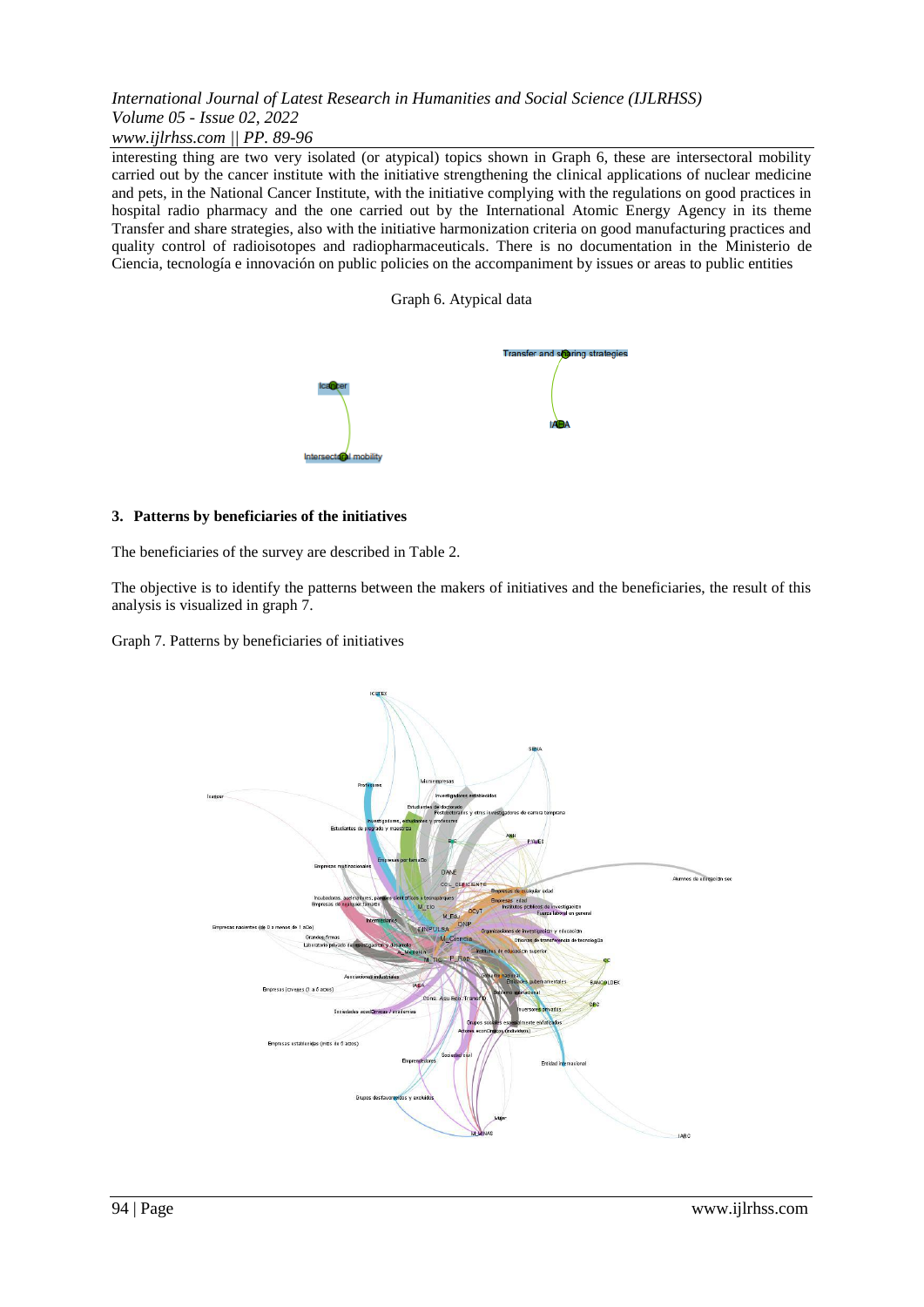interesting thing are two very isolated (or atypical) topics shown in Graph 6, these are intersectoral mobility carried out by the cancer institute with the initiative strengthening the clinical applications of nuclear medicine and pets, in the National Cancer Institute, with the initiative complying with the regulations on good practices in hospital radio pharmacy and the one carried out by the International Atomic Energy Agency in its theme Transfer and share strategies, also with the initiative harmonization criteria on good manufacturing practices and quality control of radioisotopes and radiopharmaceuticals. There is no documentation in the Ministerio de Ciencia, tecnología e innovación on public policies on the accompaniment by issues or areas to public entities

Graph 6. Atypical data

### 3. Patterns by beneficiaries of the initiatives

The beneficiaries of the survey are described in Table 2.

The objective is to identify the patterns between the makers of initiatives and the beneficiaries, the result of this analysis is visualized in graph 7.

Graph 7. Patterns by beneficiaries of initiatives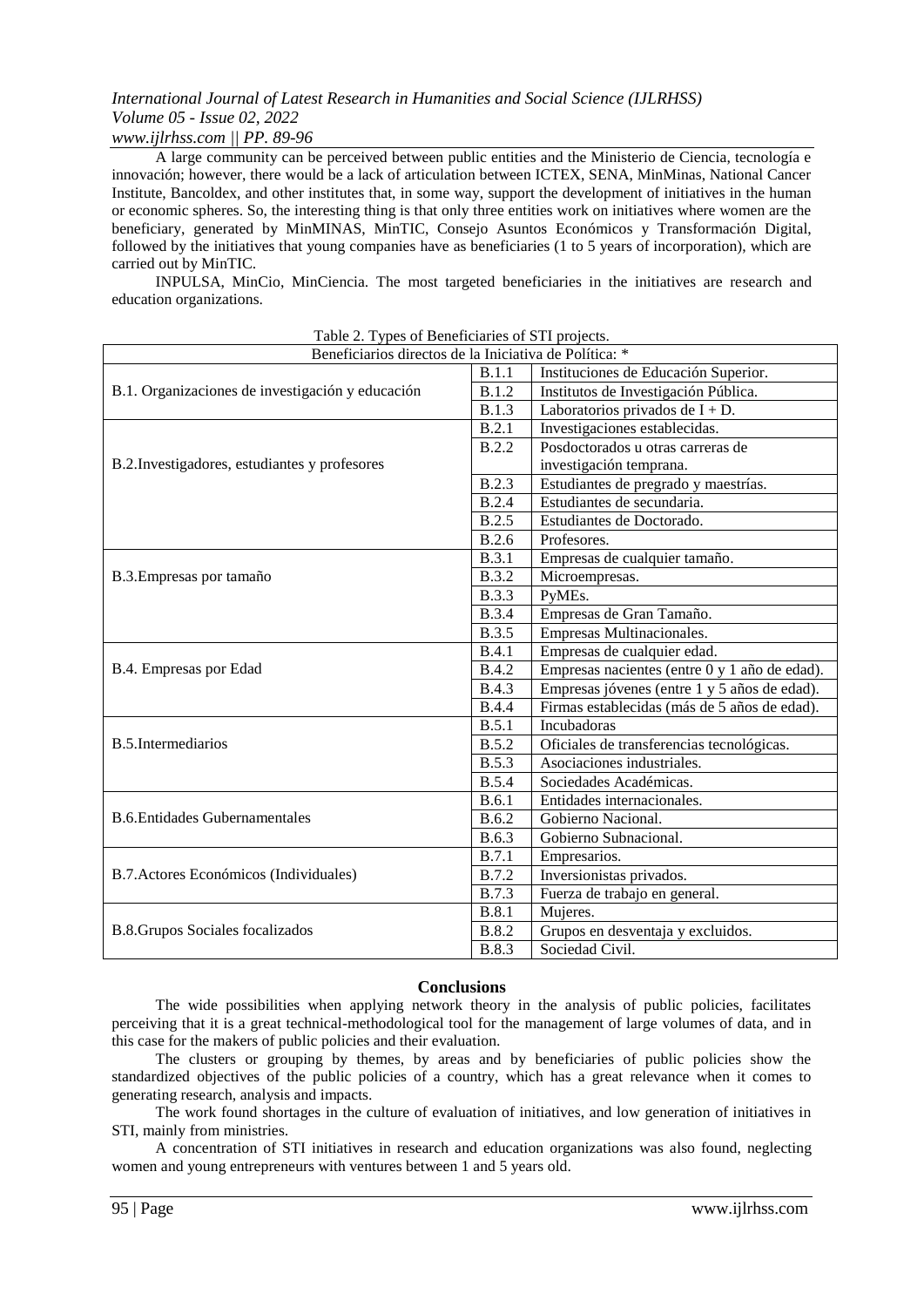A large community can be perceived between public entities and the Ministerio de Ciencia, tecnología e innovación; however, there would be a lack of articulation between ICTEX, SENA, MinMinas, National Cancer Institute, Bancoldex, and other institutes that, in some way, support the development of initiatives in the human or economic spheres. So, the interesting thing is that only three entities work on initiatives where women are the beneficiary, generated by MinMINAS, MinTIC, Consejo Asuntos Económicos y Transformación Digital, followed by the initiatives that young companies have as beneficiaries (1 to 5 years of incorporation), which are carried out by MinTIC.

INPULSA, MinCio, MinCiencia. The most targeted beneficiaries in the initiatives are research and education organizations.

Table 2. Types of Beneficiaries of STI projects.

| Beneficiarios directos de la Iniciativa de Política: * | | |
|---|---|---|
| B.1. Organizaciones de investigación y educación | B.1.1 | Instituciones de Educación Superior. |
| | B.1.2 | Institutos de Investigación Pública. |
| | B.1.3 | Laboratorios privados de I + D. |
| B.2.Investigadores, estudiantes y profesores | B.2.1 | Investigaciones establecidas. |
| | B.2.2 | Posdoctorados u otras carreras de investigación temprana. |
| | B.2.3 | Estudiantes de pregrado y maestrías. |
| | B.2.4 | Estudiantes de secundaria. |
| | B.2.5 | Estudiantes de Doctorado. |
| | B.2.6 | Profesores. |
| B.3.Empresas por tamaño | B.3.1 | Empresas de cualquier tamaño. |
| | B.3.2 | Microempresas. |
| | B.3.3 | PyMEs. |
| | B.3.4 | Empresas de Gran Tamaño. |
| | B.3.5 | Empresas Multinacionales. |
| B.4. Empresas por Edad | B.4.1 | Empresas de cualquier edad. |
| | B.4.2 | Empresas nacientes (entre 0 y 1 año de edad). |
| | B.4.3 | Empresas jóvenes (entre 1 y 5 años de edad). |
| | B.4.4 | Firmas establecidas (más de 5 años de edad). |
| B.5.Intermediarios | B.5.1 | Incubadoras |
| | B.5.2 | Oficiales de transferencias tecnológicas. |
| | B.5.3 | Asociaciones industriales. |
| | B.5.4 | Sociedades Académicas. |
| B.6.Entidades Gubernamentales | B.6.1 | Entidades internacionales. |
| | B.6.2 | Gobierno Nacional. |
| | B.6.3 | Gobierno Subnacional. |
| B.7.Actores Económicos (Individuales) | B.7.1 | Empresarios. |
| | B.7.2 | Inversionistas privados. |
| | B.7.3 | Fuerza de trabajo en general. |
| B.8.Grupos Sociales focalizados | B.8.1 | Mujeres. |
| | B.8.2 | Grupos en desventaja y excluidos. |
| | B.8.3 | Sociedad Civil. |

## Conclusions

The wide possibilities when applying network theory in the analysis of public policies, facilitates perceiving that it is a great technical-methodological tool for the management of large volumes of data, and in this case for the makers of public policies and their evaluation.

The clusters or grouping by themes, by areas and by beneficiaries of public policies show the standardized objectives of the public policies of a country, which has a great relevance when it comes to generating research, analysis and impacts.

The work found shortages in the culture of evaluation of initiatives, and low generation of initiatives in STI, mainly from ministries.

A concentration of STI initiatives in research and education organizations was also found, neglecting women and young entrepreneurs with ventures between 1 and 5 years old.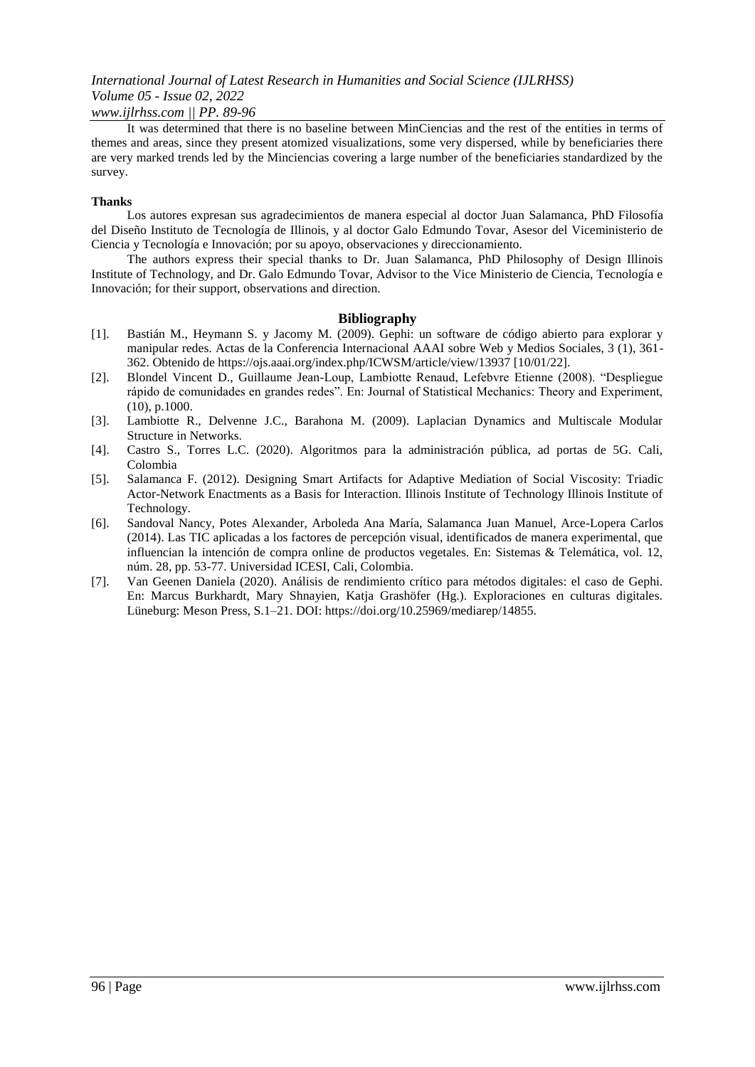It was determined that there is no baseline between MinCiencias and the rest of the entities in terms of themes and areas, since they present atomized visualizations, some very dispersed, while by beneficiaries there are very marked trends led by the Minciencias covering a large number of the beneficiaries standardized by the survey.

**Thanks**

Los autores expresan sus agradecimientos de manera especial al doctor Juan Salamanca, PhD Filosofía del Diseño Instituto de Tecnología de Illinois, y al doctor Galo Edmundo Tovar, Asesor del Viceministerio de Ciencia y Tecnología e Innovación; por su apoyo, observaciones y direccionamiento.

The authors express their special thanks to Dr. Juan Salamanca, PhD Philosophy of Design Illinois Institute of Technology, and Dr. Galo Edmundo Tovar, Advisor to the Vice Ministerio de Ciencia, Tecnología e Innovación; for their support, observations and direction.

## Bibliography

[1]. Bastián M., Heymann S. y Jacomy M. (2009). Gephi: un software de código abierto para explorar y manipular redes. Actas de la Conferencia Internacional AAAI sobre Web y Medios Sociales, 3 (1), 361-362. Obtenido de https://ojs.aaai.org/index.php/ICWSM/article/view/13937 [10/01/22].

[2]. Blondel Vincent D., Guillaume Jean-Loup, Lambiotte Renaud, Lefebvre Etienne (2008). "Despliegue rápido de comunidades en grandes redes". En: Journal of Statistical Mechanics: Theory and Experiment, (10), p.1000.

[3]. Lambiotte R., Delvenne J.C., Barahona M. (2009). Laplacian Dynamics and Multiscale Modular Structure in Networks.

[4]. Castro S., Torres L.C. (2020). Algoritmos para la administración pública, ad portas de 5G. Cali, Colombia

[5]. Salamanca F. (2012). Designing Smart Artifacts for Adaptive Mediation of Social Viscosity: Triadic Actor-Network Enactments as a Basis for Interaction. Illinois Institute of Technology Illinois Institute of Technology.

[6]. Sandoval Nancy, Potes Alexander, Arboleda Ana María, Salamanca Juan Manuel, Arce-Lopera Carlos (2014). Las TIC aplicadas a los factores de percepción visual, identificados de manera experimental, que influencian la intención de compra online de productos vegetales. En: Sistemas & Telemática, vol. 12, núm. 28, pp. 53-77. Universidad ICESI, Cali, Colombia.

[7]. Van Geenen Daniela (2020). Análisis de rendimiento crítico para métodos digitales: el caso de Gephi. En: Marcus Burkhardt, Mary Shnayien, Katja Grashöfer (Hg.). Exploraciones en culturas digitales. Lüneburg: Meson Press, S.1–21. DOI: https://doi.org/10.25969/mediarep/14855.